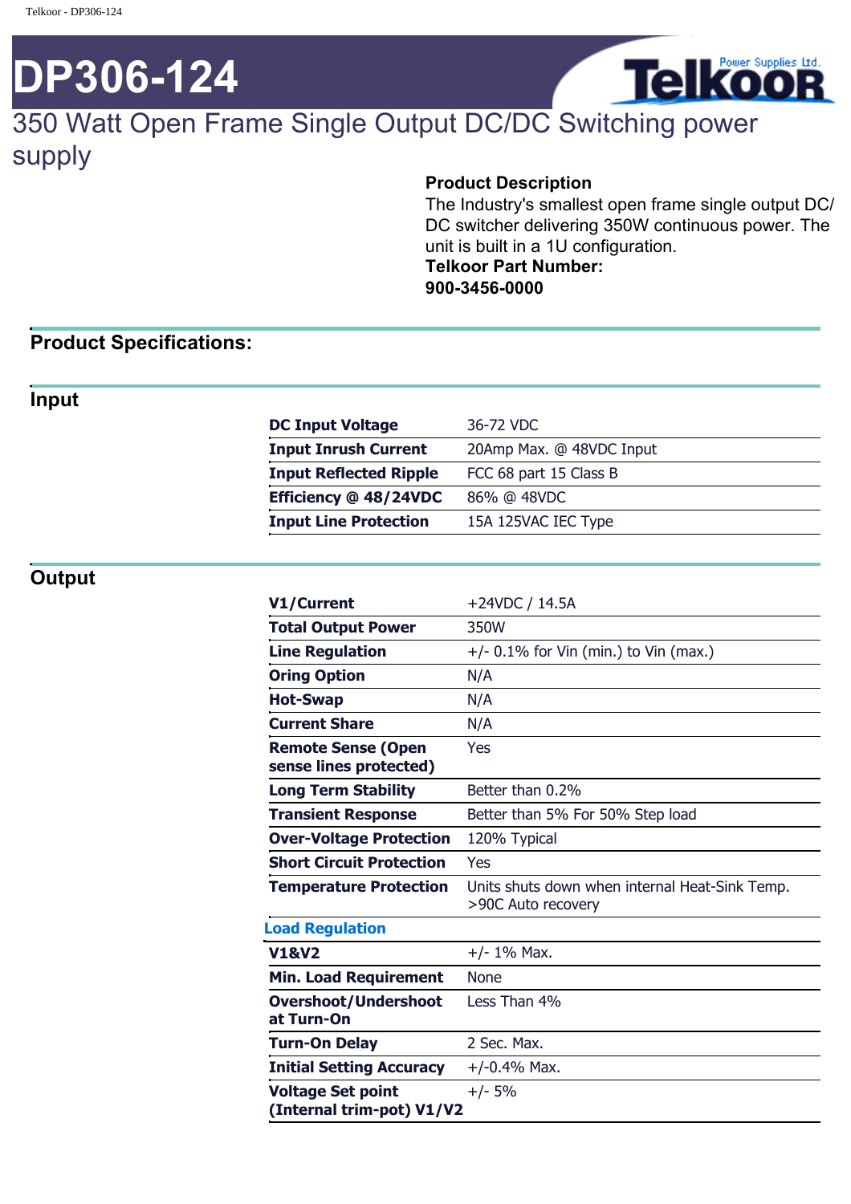# DP306-124

## 350 Watt Open Frame Single Output DC/DC Switching power supply

**Product Description**
The Industry's smallest open frame single output DC/DC switcher delivering 350W continuous power. The unit is built in a 1U configuration.
**Telkoor Part Number:**
**900-3456-0000**

## Product Specifications:

### Input

| | |
|---|---|
| **DC Input Voltage** | 36-72 VDC |
| **Input Inrush Current** | 20Amp Max. @ 48VDC Input |
| **Input Reflected Ripple** | FCC 68 part 15 Class B |
| **Efficiency @ 48/24VDC** | 86% @ 48VDC |
| **Input Line Protection** | 15A 125VAC IEC Type |

### Output

| | |
|---|---|
| **V1/Current** | +24VDC / 14.5A |
| **Total Output Power** | 350W |
| **Line Regulation** | +/- 0.1% for Vin (min.) to Vin (max.) |
| **Oring Option** | N/A |
| **Hot-Swap** | N/A |
| **Current Share** | N/A |
| **Remote Sense (Open sense lines protected)** | Yes |
| **Long Term Stability** | Better than 0.2% |
| **Transient Response** | Better than 5% For 50% Step load |
| **Over-Voltage Protection** | 120% Typical |
| **Short Circuit Protection** | Yes |
| **Temperature Protection** | Units shuts down when internal Heat-Sink Temp. >90C Auto recovery |
| **Load Regulation** | |
| **V1&V2** | +/- 1% Max. |
| **Min. Load Requirement** | None |
| **Overshoot/Undershoot at Turn-On** | Less Than 4% |
| **Turn-On Delay** | 2 Sec. Max. |
| **Initial Setting Accuracy** | +/-0.4% Max. |
| **Voltage Set point (Internal trim-pot) V1/V2** | +/- 5% |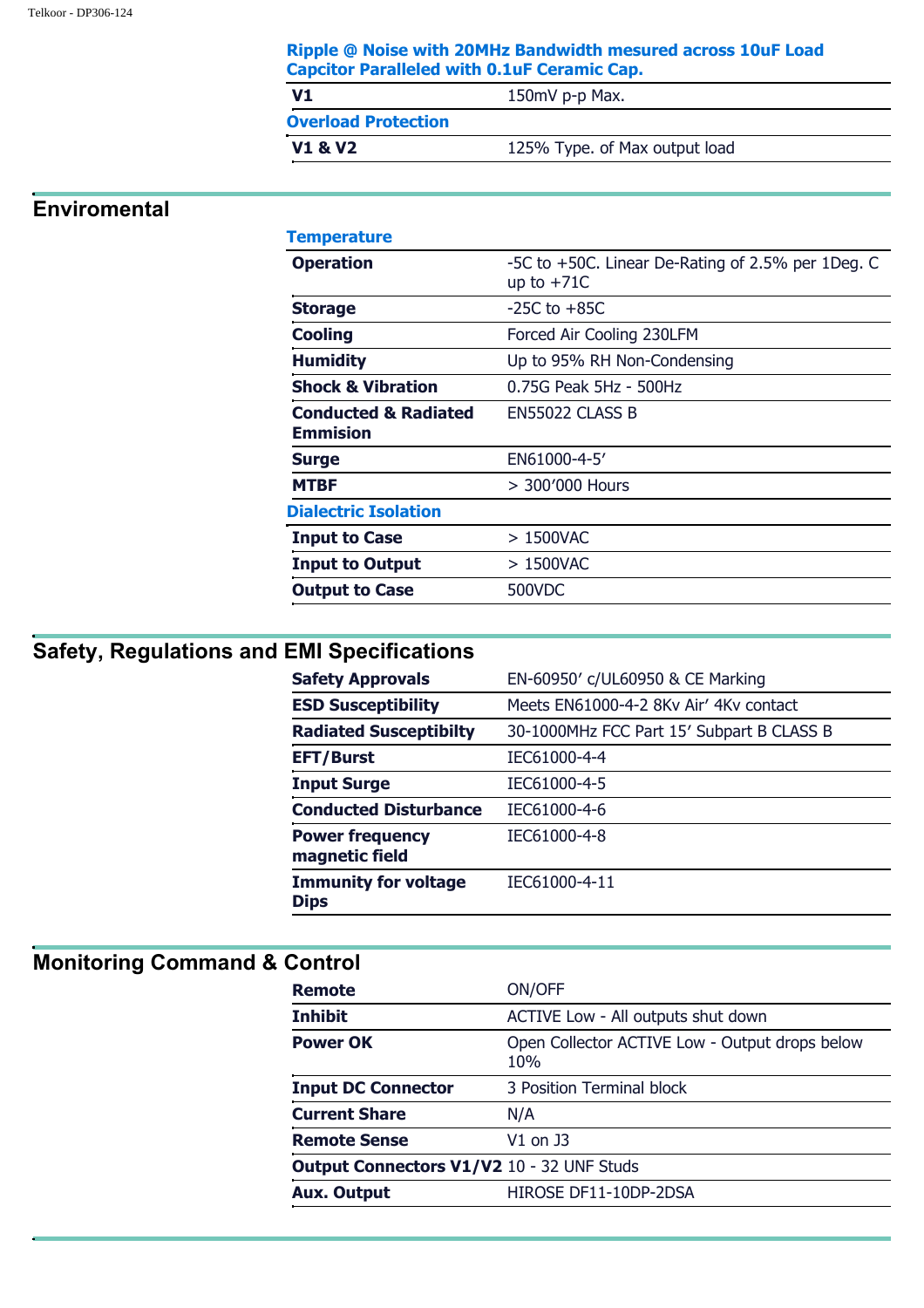**Ripple @ Noise with 20MHz Bandwidth mesured across 10uF Load Capcitor Paralleled with 0.1uF Ceramic Cap.**

| | |
|---|---|
| **V1** | 150mV p-p Max. |

**Overload Protection**

| | |
|---|---|
| **V1 & V2** | 125% Type. of Max output load |

## Enviromental

**Temperature**

| | |
|---|---|
| **Operation** | -5C to +50C. Linear De-Rating of 2.5% per 1Deg. C up to +71C |
| **Storage** | -25C to +85C |
| **Cooling** | Forced Air Cooling 230LFM |
| **Humidity** | Up to 95% RH Non-Condensing |
| **Shock & Vibration** | 0.75G Peak 5Hz - 500Hz |
| **Conducted & Radiated Emmision** | EN55022 CLASS B |
| **Surge** | EN61000-4-5’ |
| **MTBF** | > 300’000 Hours |

**Dialectric Isolation**

| | |
|---|---|
| **Input to Case** | > 1500VAC |
| **Input to Output** | > 1500VAC |
| **Output to Case** | 500VDC |

## Safety, Regulations and EMI Specifications

| | |
|---|---|
| **Safety Approvals** | EN-60950’ c/UL60950 & CE Marking |
| **ESD Susceptibility** | Meets EN61000-4-2 8Kv Air’ 4Kv contact |
| **Radiated Susceptibilty** | 30-1000MHz FCC Part 15’ Subpart B CLASS B |
| **EFT/Burst** | IEC61000-4-4 |
| **Input Surge** | IEC61000-4-5 |
| **Conducted Disturbance** | IEC61000-4-6 |
| **Power frequency magnetic field** | IEC61000-4-8 |
| **Immunity for voltage Dips** | IEC61000-4-11 |

## Monitoring Command & Control

| | |
|---|---|
| **Remote** | ON/OFF |
| **Inhibit** | ACTIVE Low - All outputs shut down |
| **Power OK** | Open Collector ACTIVE Low - Output drops below 10% |
| **Input DC Connector** | 3 Position Terminal block |
| **Current Share** | N/A |
| **Remote Sense** | V1 on J3 |
| **Output Connectors V1/V2** | 10 - 32 UNF Studs |
| **Aux. Output** | HIROSE DF11-10DP-2DSA |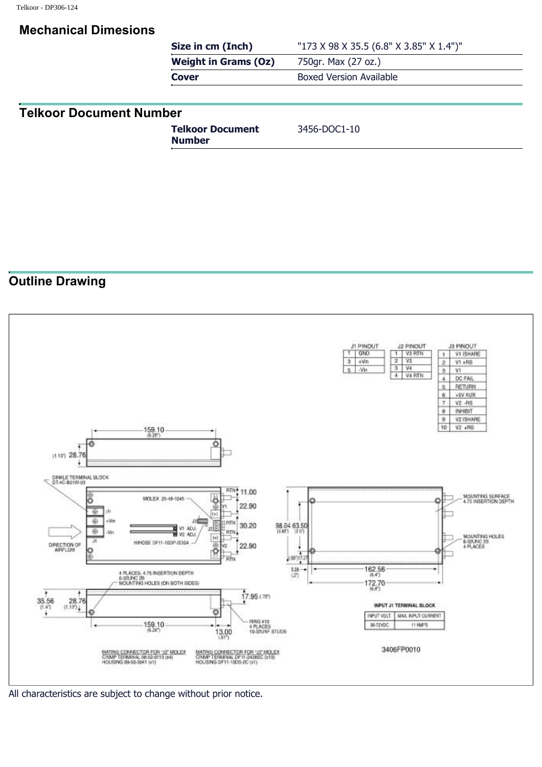## Mechanical Dimesions

| | |
|---|---|
| **Size in cm (Inch)** | "173 X 98 X 35.5 (6.8" X 3.85" X 1.4")" |
| **Weight in Grams (Oz)** | 750gr. Max (27 oz.) |
| **Cover** | Boxed Version Available |

## Telkoor Document Number

| | |
|---|---|
| **Telkoor Document Number** | 3456-DOC1-10 |

## Outline Drawing

J1 PINOUT

| | |
|---|---|
| 1 | GND |
| 3 | +Vin |
| 5 | -Vin |

J2 PINOUT

| | |
|---|---|
| 1 | V3 RTN |
| 2 | V3 |
| 3 | V4 |
| 4 | V4 RTN |

J3 PINOUT

| | |
|---|---|
| 1 | V1 ISHARE |
| 2 | V1 +RS |
| 3 | V1 |
| 4 | DC FAIL |
| 5 | RETURN |
| 6 | +5V AUX |
| 7 | V2 -RS |
| 8 | INHIBIT |
| 9 | V2 ISHARE |
| 10 | V2 +RS |

159.10 (6.26")

(1.13") 28.76

DINKLE TERMINAL BLOCK DT-4C-B01W-03

MOLEX 26-48-1045

J3

V1 ADJ.

V2 ADJ.

HIROSE DF11-10DP-2DSA

+Vin

-Vin

J1

J2

RTN 11.00

V1 22.90

RTN 30.20

RTN

V2 22.90

RTN

DIRECTION OF AIRFLOW

98.04 (3.86") 63.50 (2.5")

(.68") 17.27

5.08 (.2")

162.56 (6.4")

172.70 (6.8")

MOUNTING SURFACE 4.75 INSERTION DEPTH

MOUNTING HOLES 6-32UNC 2B 4 PLACES

4 PLACES, 4.75 INSERTION DEPTH 6-32UNC 2B MOUNTING HOLES (ON BOTH SIDES)

35.56 (1.4")

28.76 (1.13")

17.95 (.70")

159.10 (6.26")

13.00 (.51")

RING #10 4 PLACES 10-32UNF STUDS

INPUT J1 TERMINAL BLOCK

| INPUT VOLT. | MAX. INPUT CURRENT |
|---|---|
| 36-72VDC | 11 AMPS |

MATING CONNECTOR FOR "J2" MOLEX CRIMP TERMINAL 08-52-0113 (x4) HOUSING 09-50-3041 (x1)

MATING CONNECTOR FOR "J3" MOLEX CRIMP TERMINAL DF11-2428SC (x10) HOUSING DF11-10DS-2C (x1)

3406FP0010

All characteristics are subject to change without prior notice.